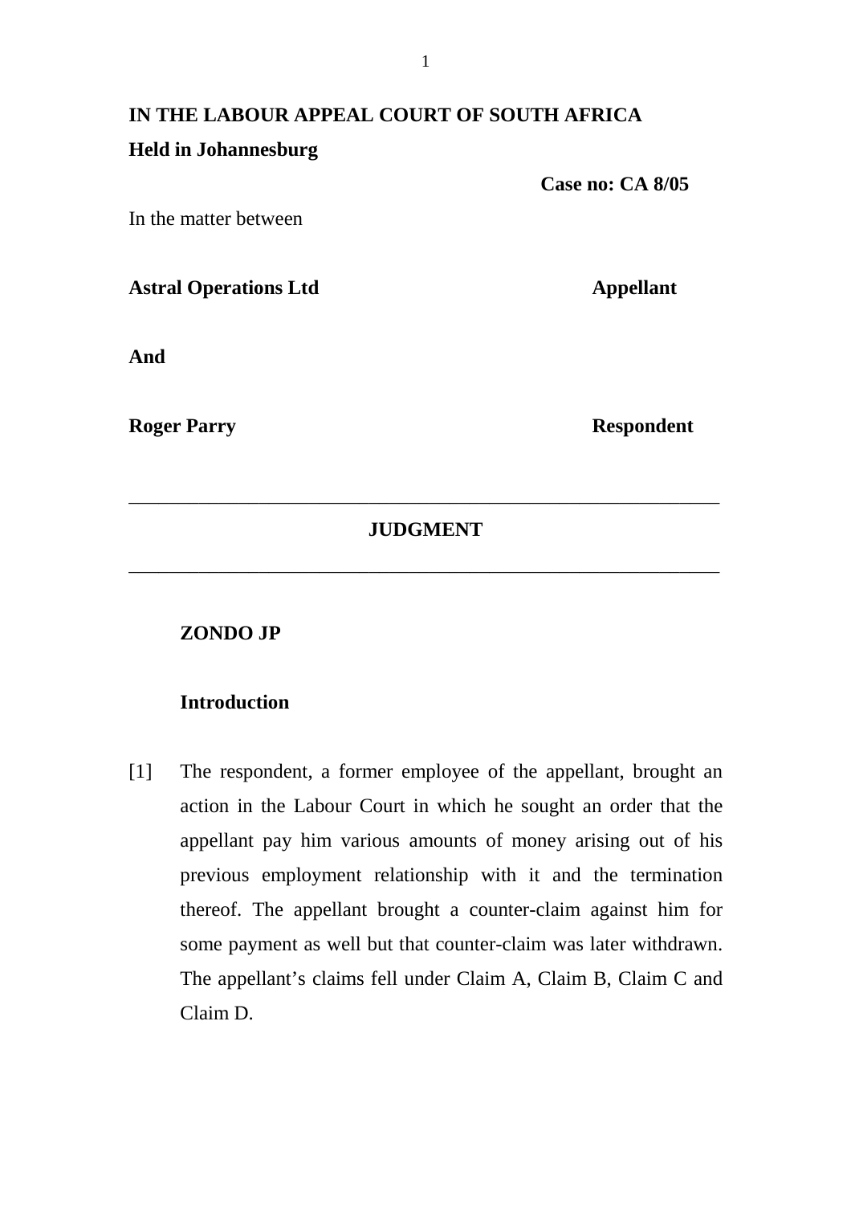**IN THE LABOUR APPEAL COURT OF SOUTH AFRICA**

**Held in Johannesburg**

**Case no: CA 8/05**

In the matter between

**Astral Operations Ltd** **Appellant**

**And**

**Roger Parry** **Respondent**

---

**JUDGMENT**

---

**ZONDO JP**

**Introduction**

[1] The respondent, a former employee of the appellant, brought an action in the Labour Court in which he sought an order that the appellant pay him various amounts of money arising out of his previous employment relationship with it and the termination thereof. The appellant brought a counter-claim against him for some payment as well but that counter-claim was later withdrawn. The appellant's claims fell under Claim A, Claim B, Claim C and Claim D.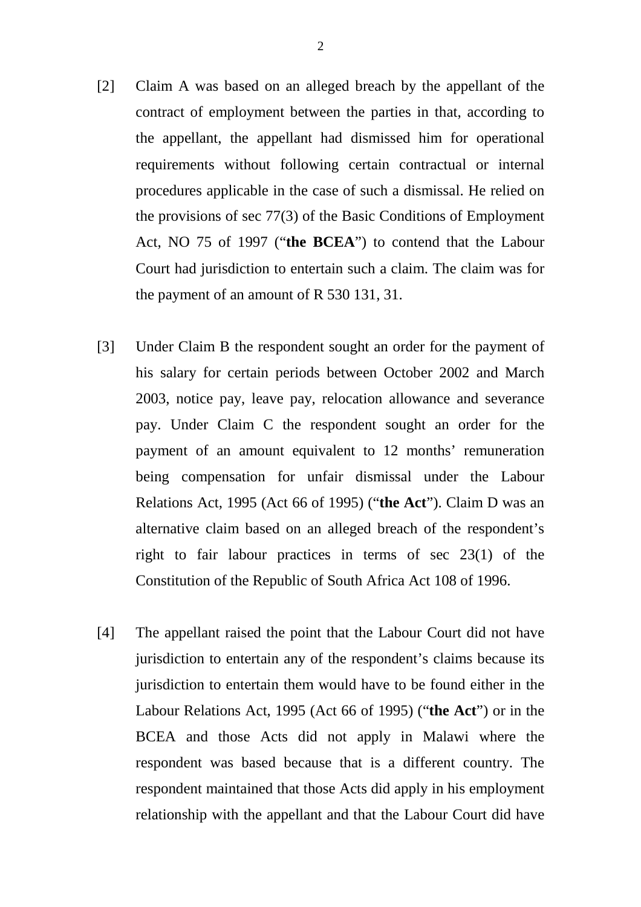[2] Claim A was based on an alleged breach by the appellant of the contract of employment between the parties in that, according to the appellant, the appellant had dismissed him for operational requirements without following certain contractual or internal procedures applicable in the case of such a dismissal. He relied on the provisions of sec 77(3) of the Basic Conditions of Employment Act, NO 75 of 1997 ("**the BCEA**") to contend that the Labour Court had jurisdiction to entertain such a claim. The claim was for the payment of an amount of R 530 131, 31.

[3] Under Claim B the respondent sought an order for the payment of his salary for certain periods between October 2002 and March 2003, notice pay, leave pay, relocation allowance and severance pay. Under Claim C the respondent sought an order for the payment of an amount equivalent to 12 months' remuneration being compensation for unfair dismissal under the Labour Relations Act, 1995 (Act 66 of 1995) ("**the Act**"). Claim D was an alternative claim based on an alleged breach of the respondent's right to fair labour practices in terms of sec 23(1) of the Constitution of the Republic of South Africa Act 108 of 1996.

[4] The appellant raised the point that the Labour Court did not have jurisdiction to entertain any of the respondent's claims because its jurisdiction to entertain them would have to be found either in the Labour Relations Act, 1995 (Act 66 of 1995) ("**the Act**") or in the BCEA and those Acts did not apply in Malawi where the respondent was based because that is a different country. The respondent maintained that those Acts did apply in his employment relationship with the appellant and that the Labour Court did have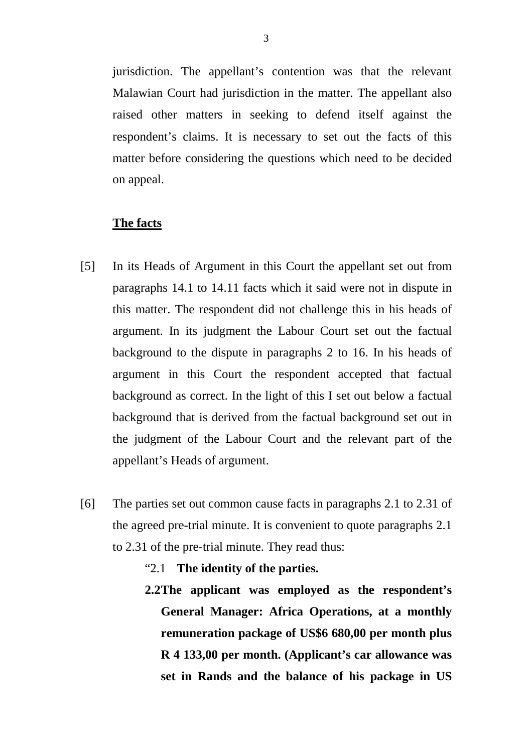jurisdiction. The appellant's contention was that the relevant Malawian Court had jurisdiction in the matter. The appellant also raised other matters in seeking to defend itself against the respondent's claims. It is necessary to set out the facts of this matter before considering the questions which need to be decided on appeal.

**The facts**

[5] In its Heads of Argument in this Court the appellant set out from paragraphs 14.1 to 14.11 facts which it said were not in dispute in this matter. The respondent did not challenge this in his heads of argument. In its judgment the Labour Court set out the factual background to the dispute in paragraphs 2 to 16. In his heads of argument in this Court the respondent accepted that factual background as correct. In the light of this I set out below a factual background that is derived from the factual background set out in the judgment of the Labour Court and the relevant part of the appellant's Heads of argument.

[6] The parties set out common cause facts in paragraphs 2.1 to 2.31 of the agreed pre-trial minute. It is convenient to quote paragraphs 2.1 to 2.31 of the pre-trial minute. They read thus:

"2.1 **The identity of the parties.**

**2.2 The applicant was employed as the respondent's General Manager: Africa Operations, at a monthly remuneration package of US$6 680,00 per month plus R 4 133,00 per month. (Applicant's car allowance was set in Rands and the balance of his package in US**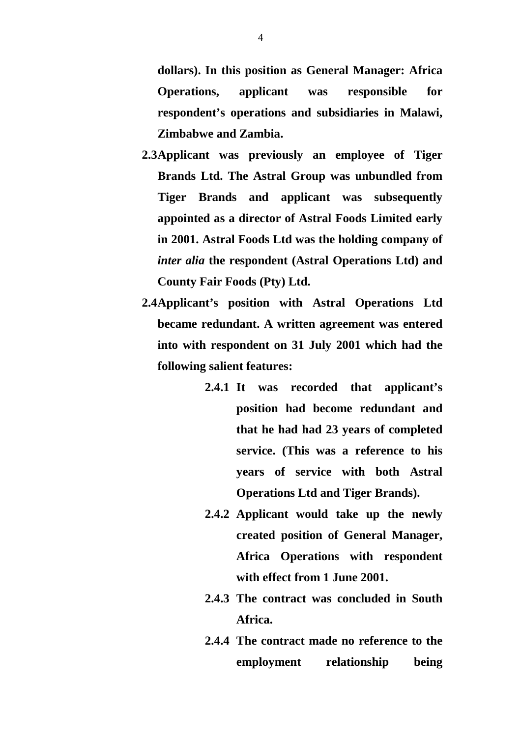**dollars). In this position as General Manager: Africa Operations, applicant was responsible for respondent's operations and subsidiaries in Malawi, Zimbabwe and Zambia.**

**2.3 Applicant was previously an employee of Tiger Brands Ltd. The Astral Group was unbundled from Tiger Brands and applicant was subsequently appointed as a director of Astral Foods Limited early in 2001. Astral Foods Ltd was the holding company of *inter alia* the respondent (Astral Operations Ltd) and County Fair Foods (Pty) Ltd.**

**2.4 Applicant's position with Astral Operations Ltd became redundant. A written agreement was entered into with respondent on 31 July 2001 which had the following salient features:**

> **2.4.1 It was recorded that applicant's position had become redundant and that he had had 23 years of completed service. (This was a reference to his years of service with both Astral Operations Ltd and Tiger Brands).**
>
> **2.4.2 Applicant would take up the newly created position of General Manager, Africa Operations with respondent with effect from 1 June 2001.**
>
> **2.4.3 The contract was concluded in South Africa.**
>
> **2.4.4 The contract made no reference to the employment relationship being**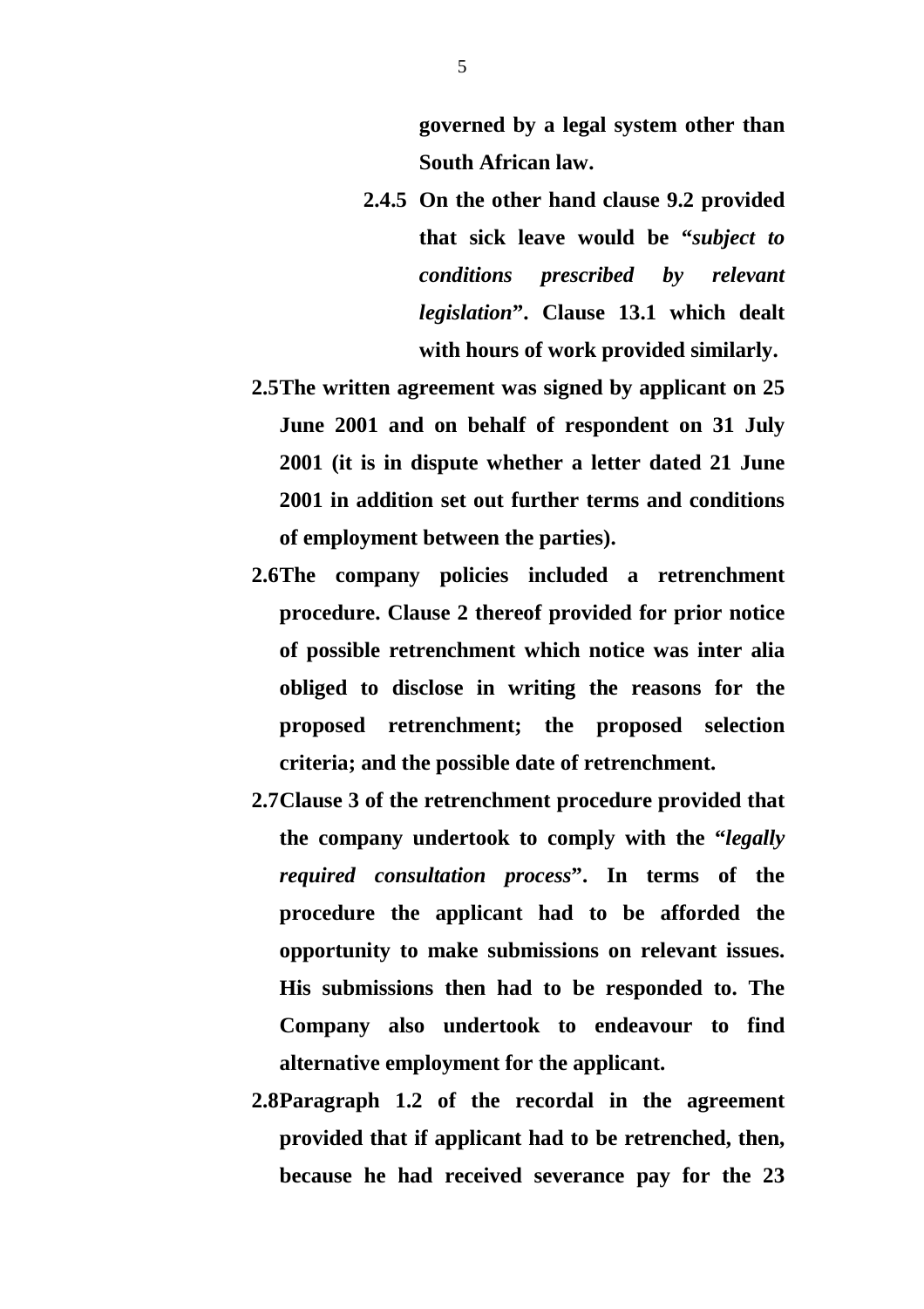**governed by a legal system other than South African law.**

**2.4.5 On the other hand clause 9.2 provided that sick leave would be "*subject to conditions prescribed by relevant legislation*". Clause 13.1 which dealt with hours of work provided similarly.**

**2.5 The written agreement was signed by applicant on 25 June 2001 and on behalf of respondent on 31 July 2001 (it is in dispute whether a letter dated 21 June 2001 in addition set out further terms and conditions of employment between the parties).**

**2.6 The company policies included a retrenchment procedure. Clause 2 thereof provided for prior notice of possible retrenchment which notice was inter alia obliged to disclose in writing the reasons for the proposed retrenchment; the proposed selection criteria; and the possible date of retrenchment.**

**2.7 Clause 3 of the retrenchment procedure provided that the company undertook to comply with the "*legally required consultation process*". In terms of the procedure the applicant had to be afforded the opportunity to make submissions on relevant issues. His submissions then had to be responded to. The Company also undertook to endeavour to find alternative employment for the applicant.**

**2.8 Paragraph 1.2 of the recordal in the agreement provided that if applicant had to be retrenched, then, because he had received severance pay for the 23**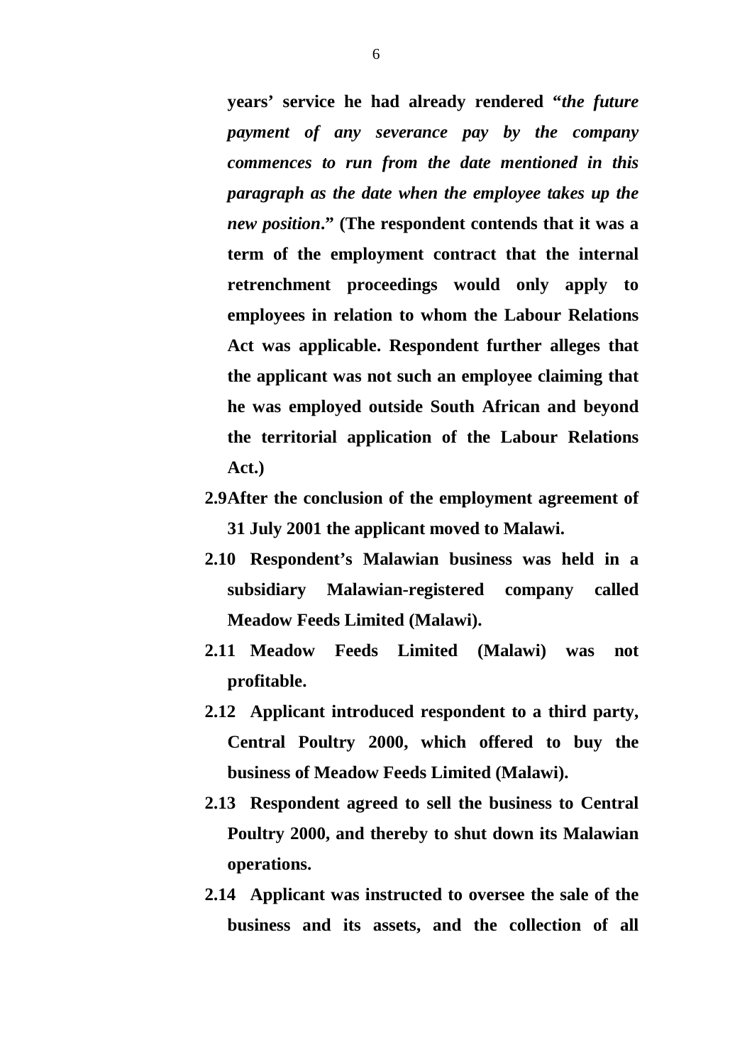**years' service he had already rendered "*the future payment of any severance pay by the company commences to run from the date mentioned in this paragraph as the date when the employee takes up the new position*." (The respondent contends that it was a term of the employment contract that the internal retrenchment proceedings would only apply to employees in relation to whom the Labour Relations Act was applicable. Respondent further alleges that the applicant was not such an employee claiming that he was employed outside South African and beyond the territorial application of the Labour Relations Act.)**

**2.9 After the conclusion of the employment agreement of 31 July 2001 the applicant moved to Malawi.**

**2.10 Respondent's Malawian business was held in a subsidiary Malawian-registered company called Meadow Feeds Limited (Malawi).**

**2.11 Meadow Feeds Limited (Malawi) was not profitable.**

**2.12 Applicant introduced respondent to a third party, Central Poultry 2000, which offered to buy the business of Meadow Feeds Limited (Malawi).**

**2.13 Respondent agreed to sell the business to Central Poultry 2000, and thereby to shut down its Malawian operations.**

**2.14 Applicant was instructed to oversee the sale of the business and its assets, and the collection of all**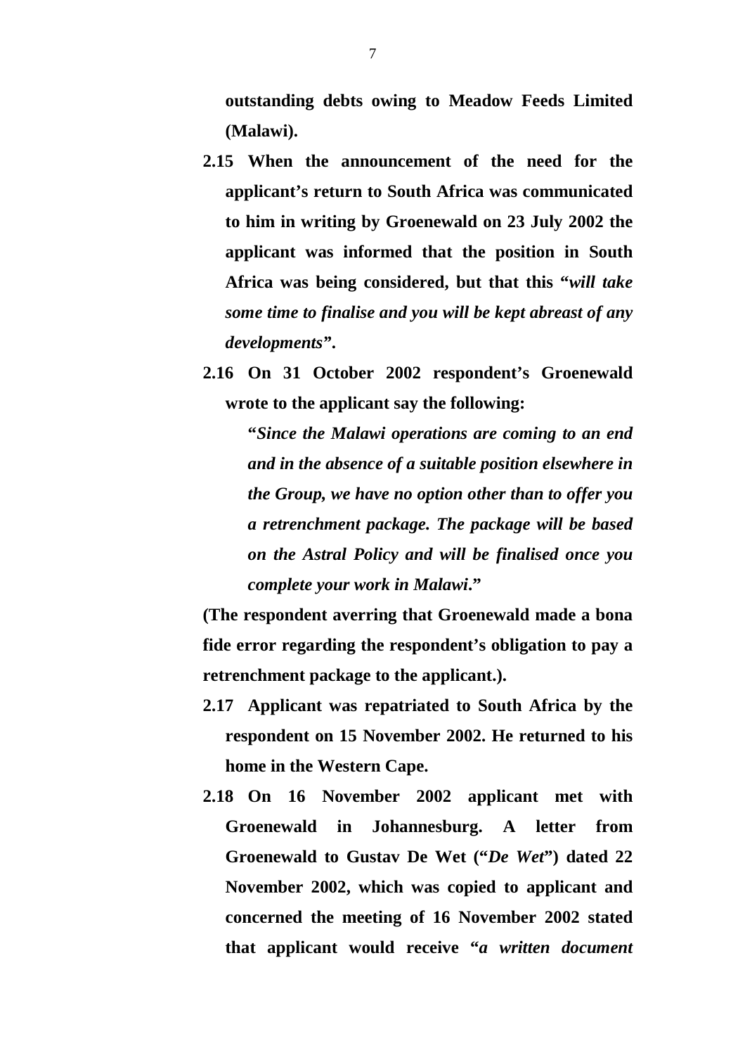**outstanding debts owing to Meadow Feeds Limited (Malawi).**

**2.15 When the announcement of the need for the applicant's return to South Africa was communicated to him in writing by Groenewald on 23 July 2002 the applicant was informed that the position in South Africa was being considered, but that this "*will take some time to finalise and you will be kept abreast of any developments*".**

**2.16 On 31 October 2002 respondent's Groenewald wrote to the applicant say the following:**

> **"*Since the Malawi operations are coming to an end and in the absence of a suitable position elsewhere in the Group, we have no option other than to offer you a retrenchment package. The package will be based on the Astral Policy and will be finalised once you complete your work in Malawi*."**

**(The respondent averring that Groenewald made a bona fide error regarding the respondent's obligation to pay a retrenchment package to the applicant.).**

**2.17 Applicant was repatriated to South Africa by the respondent on 15 November 2002. He returned to his home in the Western Cape.**

**2.18 On 16 November 2002 applicant met with Groenewald in Johannesburg. A letter from Groenewald to Gustav De Wet ("*De Wet*") dated 22 November 2002, which was copied to applicant and concerned the meeting of 16 November 2002 stated that applicant would receive "*a written document***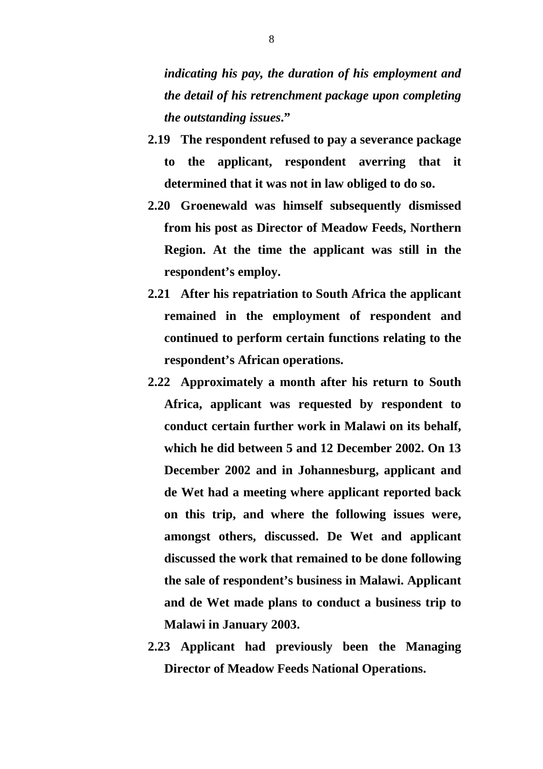***indicating his pay, the duration of his employment and the detail of his retrenchment package upon completing the outstanding issues*."**

**2.19 The respondent refused to pay a severance package to the applicant, respondent averring that it determined that it was not in law obliged to do so.**

**2.20 Groenewald was himself subsequently dismissed from his post as Director of Meadow Feeds, Northern Region. At the time the applicant was still in the respondent's employ.**

**2.21 After his repatriation to South Africa the applicant remained in the employment of respondent and continued to perform certain functions relating to the respondent's African operations.**

**2.22 Approximately a month after his return to South Africa, applicant was requested by respondent to conduct certain further work in Malawi on its behalf, which he did between 5 and 12 December 2002. On 13 December 2002 and in Johannesburg, applicant and de Wet had a meeting where applicant reported back on this trip, and where the following issues were, amongst others, discussed. De Wet and applicant discussed the work that remained to be done following the sale of respondent's business in Malawi. Applicant and de Wet made plans to conduct a business trip to Malawi in January 2003.**

**2.23 Applicant had previously been the Managing Director of Meadow Feeds National Operations.**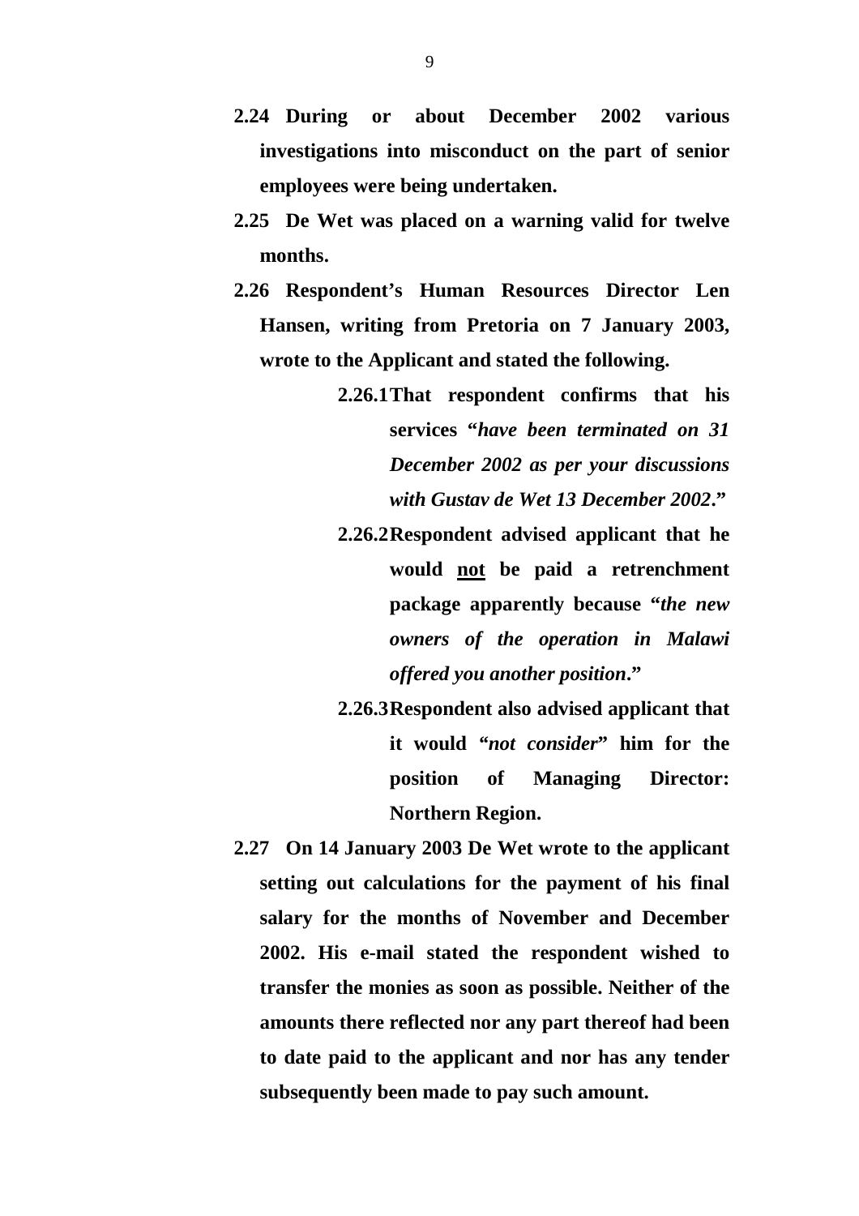**2.24 During or about December 2002 various investigations into misconduct on the part of senior employees were being undertaken.**

**2.25 De Wet was placed on a warning valid for twelve months.**

**2.26 Respondent's Human Resources Director Len Hansen, writing from Pretoria on 7 January 2003, wrote to the Applicant and stated the following.**

> **2.26.1 That respondent confirms that his services "*have been terminated on 31 December 2002 as per your discussions with Gustav de Wet 13 December 2002*."**
>
> **2.26.2 Respondent advised applicant that he would <u>not</u> be paid a retrenchment package apparently because "*the new owners of the operation in Malawi offered you another position*."**
>
> **2.26.3 Respondent also advised applicant that it would "*not consider*" him for the position of Managing Director: Northern Region.**

**2.27 On 14 January 2003 De Wet wrote to the applicant setting out calculations for the payment of his final salary for the months of November and December 2002. His e-mail stated the respondent wished to transfer the monies as soon as possible. Neither of the amounts there reflected nor any part thereof had been to date paid to the applicant and nor has any tender subsequently been made to pay such amount.**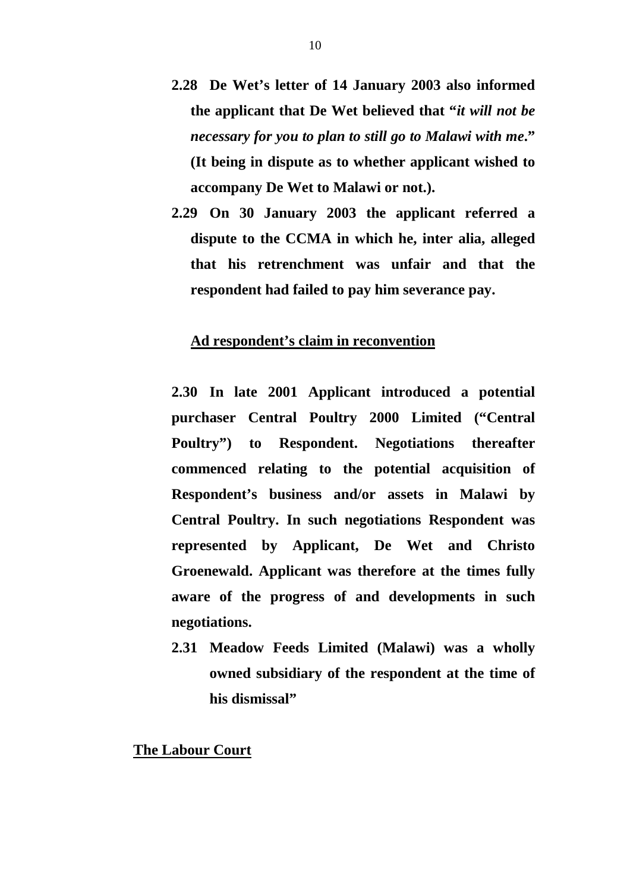**2.28 De Wet's letter of 14 January 2003 also informed the applicant that De Wet believed that "*it will not be necessary for you to plan to still go to Malawi with me*." (It being in dispute as to whether applicant wished to accompany De Wet to Malawi or not.).**

**2.29 On 30 January 2003 the applicant referred a dispute to the CCMA in which he, inter alia, alleged that his retrenchment was unfair and that the respondent had failed to pay him severance pay.**

**<u>Ad respondent's claim in reconvention</u>**

**2.30 In late 2001 Applicant introduced a potential purchaser Central Poultry 2000 Limited ("Central Poultry") to Respondent. Negotiations thereafter commenced relating to the potential acquisition of Respondent's business and/or assets in Malawi by Central Poultry. In such negotiations Respondent was represented by Applicant, De Wet and Christo Groenewald. Applicant was therefore at the times fully aware of the progress of and developments in such negotiations.**

**2.31 Meadow Feeds Limited (Malawi) was a wholly owned subsidiary of the respondent at the time of his dismissal"**

**<u>The Labour Court</u>**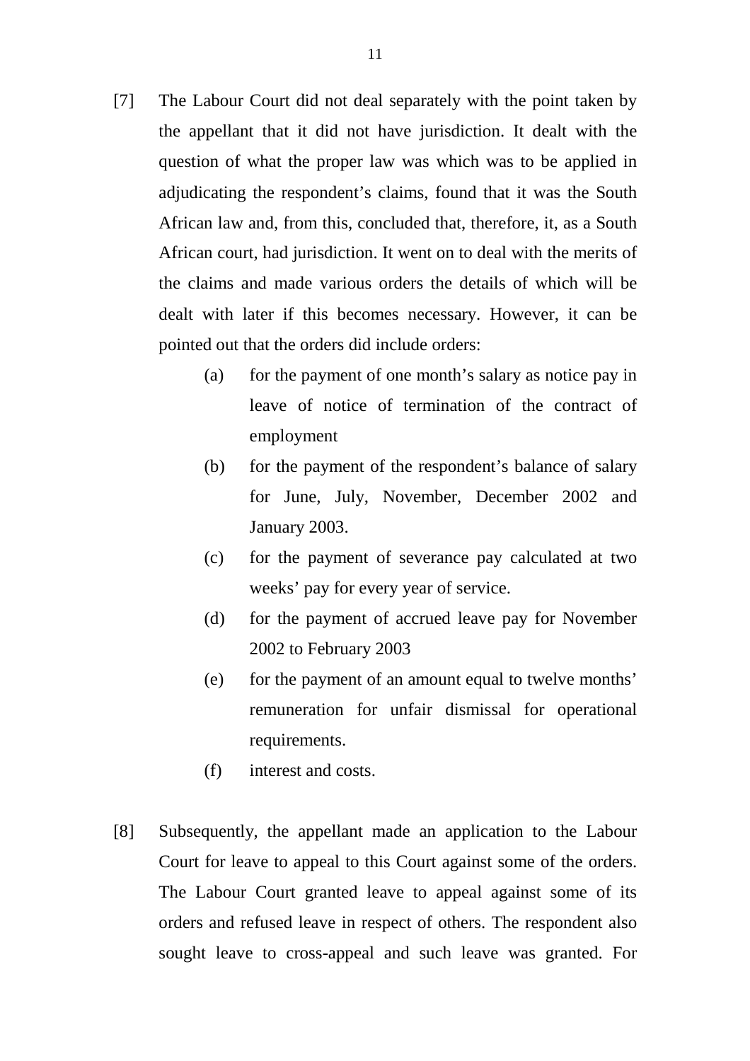[7] The Labour Court did not deal separately with the point taken by the appellant that it did not have jurisdiction. It dealt with the question of what the proper law was which was to be applied in adjudicating the respondent's claims, found that it was the South African law and, from this, concluded that, therefore, it, as a South African court, had jurisdiction. It went on to deal with the merits of the claims and made various orders the details of which will be dealt with later if this becomes necessary. However, it can be pointed out that the orders did include orders:

- (a) for the payment of one month's salary as notice pay in leave of notice of termination of the contract of employment
- (b) for the payment of the respondent's balance of salary for June, July, November, December 2002 and January 2003.
- (c) for the payment of severance pay calculated at two weeks' pay for every year of service.
- (d) for the payment of accrued leave pay for November 2002 to February 2003
- (e) for the payment of an amount equal to twelve months' remuneration for unfair dismissal for operational requirements.
- (f) interest and costs.

[8] Subsequently, the appellant made an application to the Labour Court for leave to appeal to this Court against some of the orders. The Labour Court granted leave to appeal against some of its orders and refused leave in respect of others. The respondent also sought leave to cross-appeal and such leave was granted. For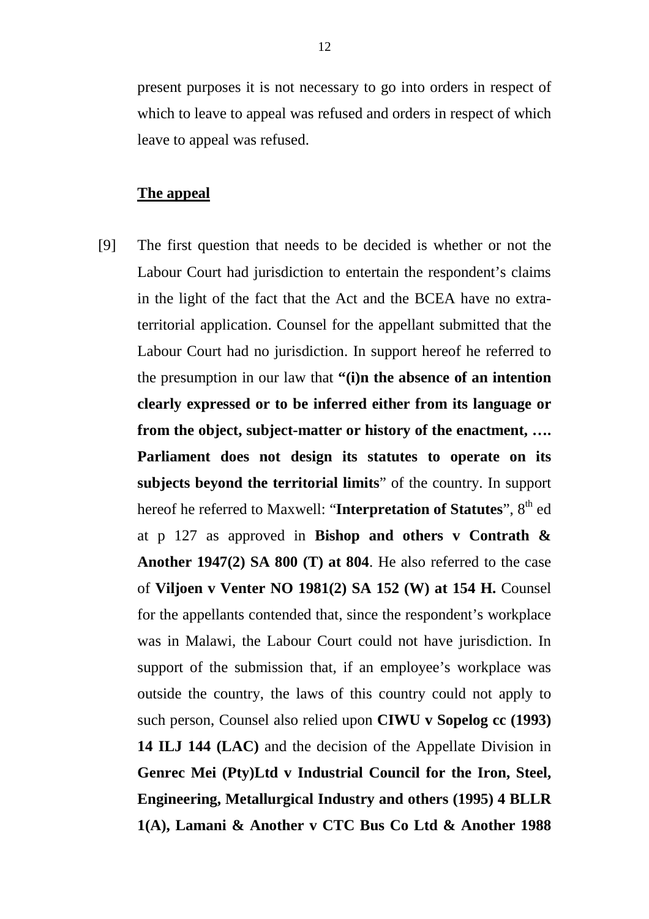present purposes it is not necessary to go into orders in respect of which to leave to appeal was refused and orders in respect of which leave to appeal was refused.

**The appeal**

[9] The first question that needs to be decided is whether or not the Labour Court had jurisdiction to entertain the respondent's claims in the light of the fact that the Act and the BCEA have no extra-territorial application. Counsel for the appellant submitted that the Labour Court had no jurisdiction. In support hereof he referred to the presumption in our law that **"(i)n the absence of an intention clearly expressed or to be inferred either from its language or from the object, subject-matter or history of the enactment, …. Parliament does not design its statutes to operate on its subjects beyond the territorial limits**" of the country. In support hereof he referred to Maxwell: "**Interpretation of Statutes**", 8th ed at p 127 as approved in **Bishop and others v Contrath & Another 1947(2) SA 800 (T) at 804**. He also referred to the case of **Viljoen v Venter NO 1981(2) SA 152 (W) at 154 H.** Counsel for the appellants contended that, since the respondent's workplace was in Malawi, the Labour Court could not have jurisdiction. In support of the submission that, if an employee's workplace was outside the country, the laws of this country could not apply to such person, Counsel also relied upon **CIWU v Sopelog cc (1993) 14 ILJ 144 (LAC)** and the decision of the Appellate Division in **Genrec Mei (Pty)Ltd v Industrial Council for the Iron, Steel, Engineering, Metallurgical Industry and others (1995) 4 BLLR 1(A), Lamani & Another v CTC Bus Co Ltd & Another 1988**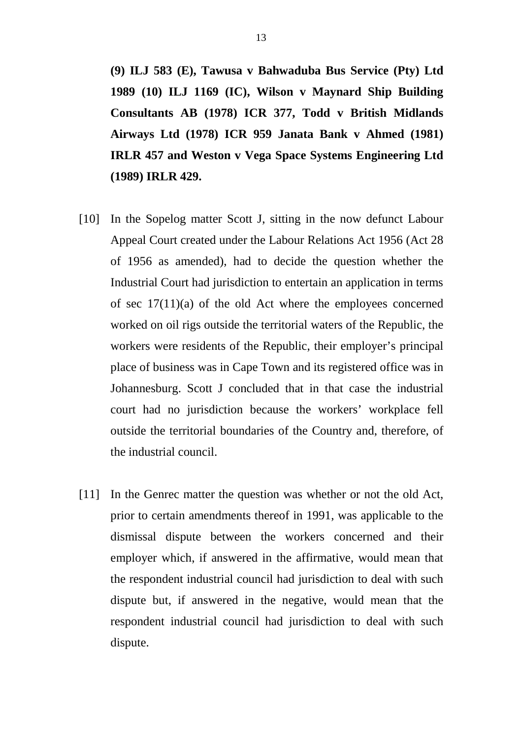**(9) ILJ 583 (E), Tawusa v Bahwaduba Bus Service (Pty) Ltd 1989 (10) ILJ 1169 (IC), Wilson v Maynard Ship Building Consultants AB (1978) ICR 377, Todd v British Midlands Airways Ltd (1978) ICR 959 Janata Bank v Ahmed (1981) IRLR 457 and Weston v Vega Space Systems Engineering Ltd (1989) IRLR 429.**

[10] In the Sopelog matter Scott J, sitting in the now defunct Labour Appeal Court created under the Labour Relations Act 1956 (Act 28 of 1956 as amended), had to decide the question whether the Industrial Court had jurisdiction to entertain an application in terms of sec 17(11)(a) of the old Act where the employees concerned worked on oil rigs outside the territorial waters of the Republic, the workers were residents of the Republic, their employer's principal place of business was in Cape Town and its registered office was in Johannesburg. Scott J concluded that in that case the industrial court had no jurisdiction because the workers' workplace fell outside the territorial boundaries of the Country and, therefore, of the industrial council.

[11] In the Genrec matter the question was whether or not the old Act, prior to certain amendments thereof in 1991, was applicable to the dismissal dispute between the workers concerned and their employer which, if answered in the affirmative, would mean that the respondent industrial council had jurisdiction to deal with such dispute but, if answered in the negative, would mean that the respondent industrial council had jurisdiction to deal with such dispute.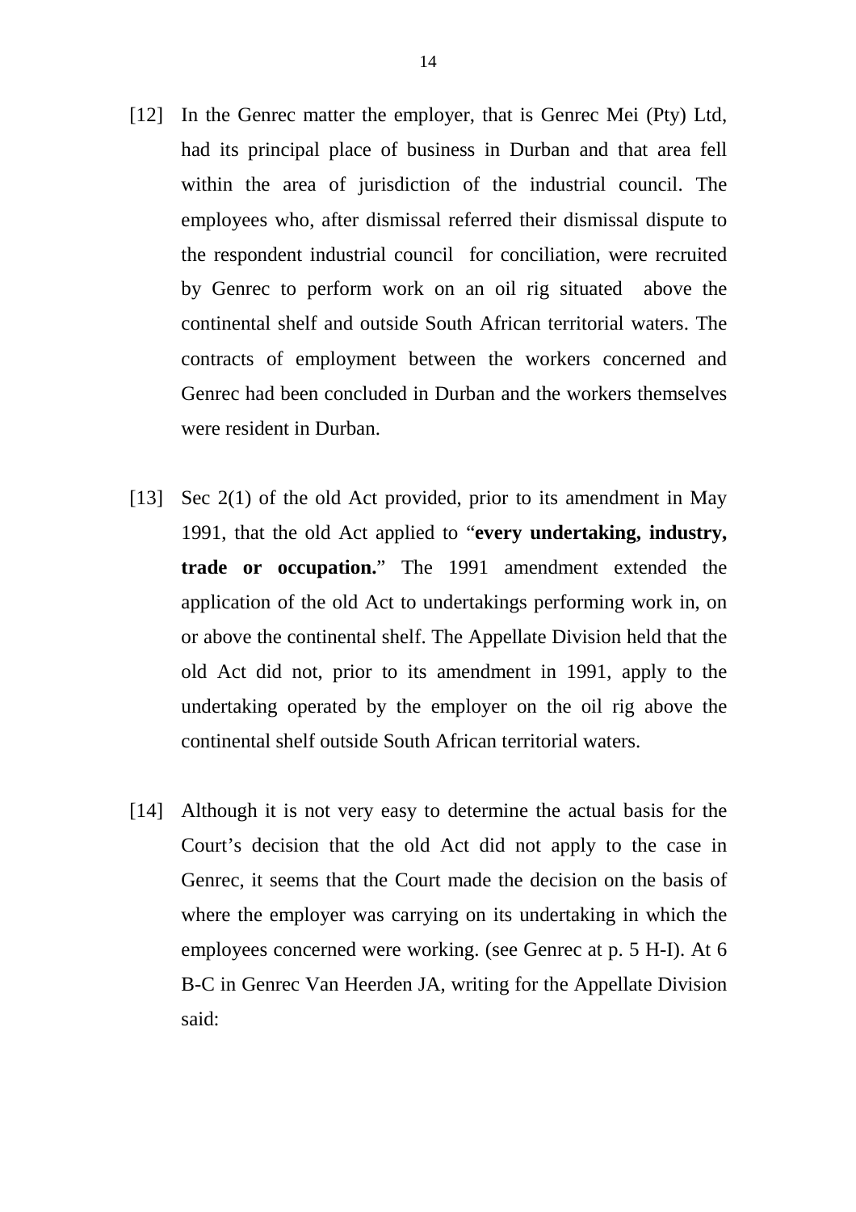[12] In the Genrec matter the employer, that is Genrec Mei (Pty) Ltd, had its principal place of business in Durban and that area fell within the area of jurisdiction of the industrial council. The employees who, after dismissal referred their dismissal dispute to the respondent industrial council for conciliation, were recruited by Genrec to perform work on an oil rig situated above the continental shelf and outside South African territorial waters. The contracts of employment between the workers concerned and Genrec had been concluded in Durban and the workers themselves were resident in Durban.

[13] Sec 2(1) of the old Act provided, prior to its amendment in May 1991, that the old Act applied to "**every undertaking, industry, trade or occupation.**" The 1991 amendment extended the application of the old Act to undertakings performing work in, on or above the continental shelf. The Appellate Division held that the old Act did not, prior to its amendment in 1991, apply to the undertaking operated by the employer on the oil rig above the continental shelf outside South African territorial waters.

[14] Although it is not very easy to determine the actual basis for the Court's decision that the old Act did not apply to the case in Genrec, it seems that the Court made the decision on the basis of where the employer was carrying on its undertaking in which the employees concerned were working. (see Genrec at p. 5 H-I). At 6 B-C in Genrec Van Heerden JA, writing for the Appellate Division said: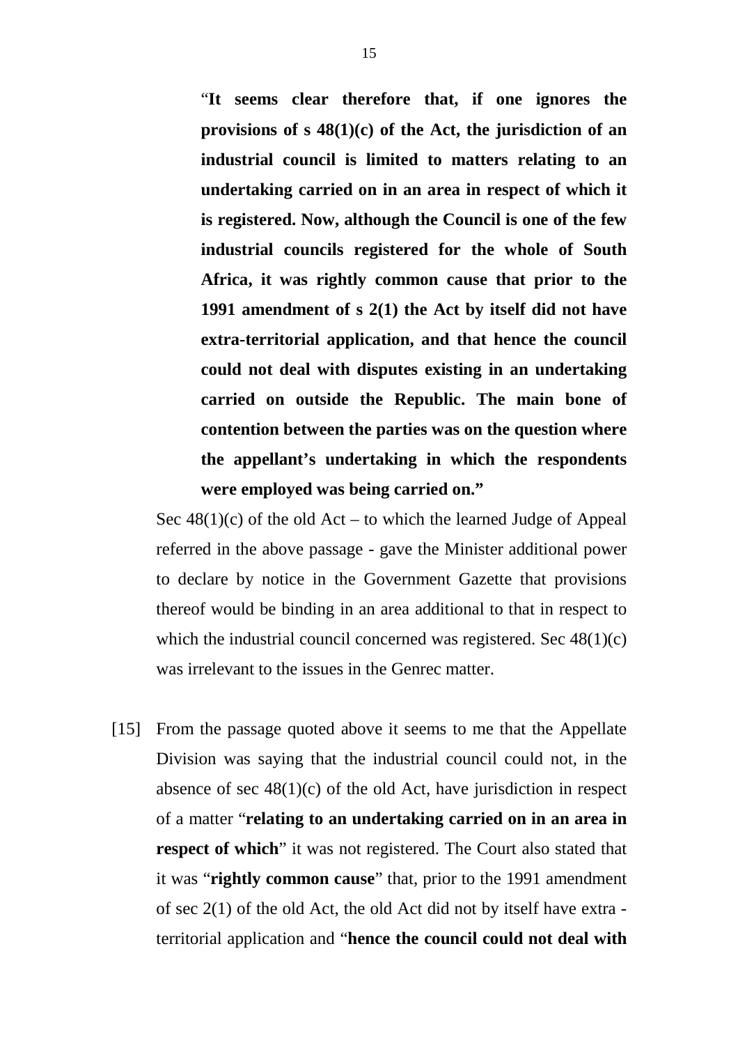> "**It seems clear therefore that, if one ignores the provisions of s 48(1)(c) of the Act, the jurisdiction of an industrial council is limited to matters relating to an undertaking carried on in an area in respect of which it is registered. Now, although the Council is one of the few industrial councils registered for the whole of South Africa, it was rightly common cause that prior to the 1991 amendment of s 2(1) the Act by itself did not have extra-territorial application, and that hence the council could not deal with disputes existing in an undertaking carried on outside the Republic. The main bone of contention between the parties was on the question where the appellant's undertaking in which the respondents were employed was being carried on.**"

Sec 48(1)(c) of the old Act – to which the learned Judge of Appeal referred in the above passage - gave the Minister additional power to declare by notice in the Government Gazette that provisions thereof would be binding in an area additional to that in respect to which the industrial council concerned was registered. Sec 48(1)(c) was irrelevant to the issues in the Genrec matter.

[15] From the passage quoted above it seems to me that the Appellate Division was saying that the industrial council could not, in the absence of sec 48(1)(c) of the old Act, have jurisdiction in respect of a matter "**relating to an undertaking carried on in an area in respect of which**" it was not registered. The Court also stated that it was "**rightly common cause**" that, prior to the 1991 amendment of sec 2(1) of the old Act, the old Act did not by itself have extra - territorial application and "**hence the council could not deal with**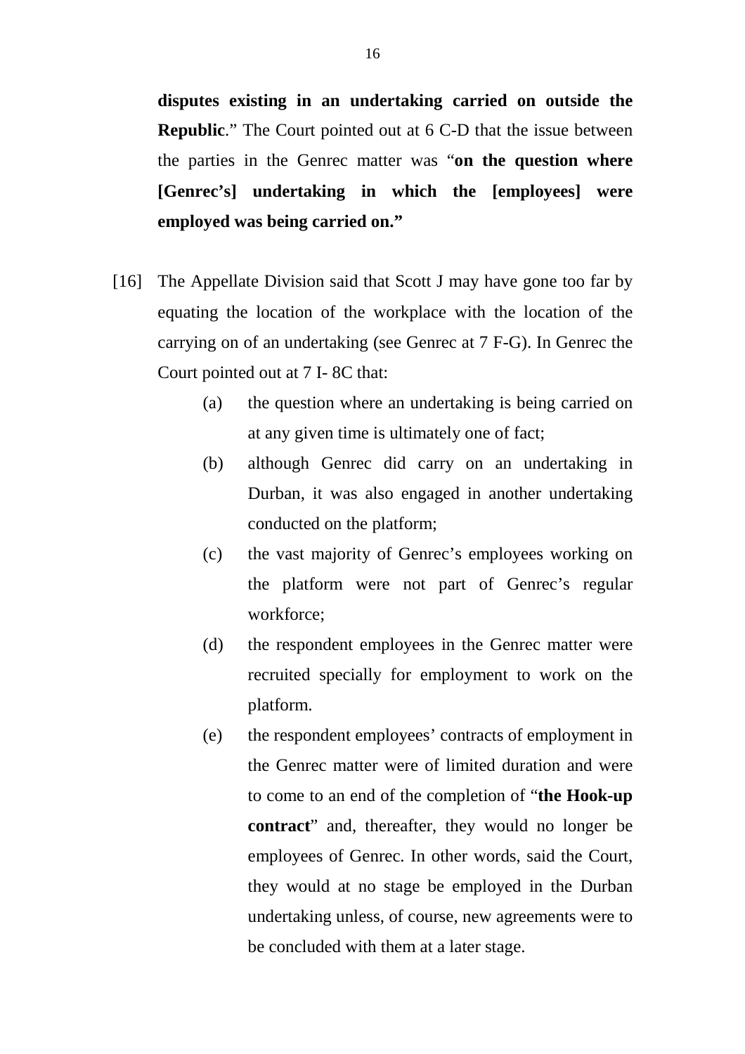**disputes existing in an undertaking carried on outside the Republic**." The Court pointed out at 6 C-D that the issue between the parties in the Genrec matter was "**on the question where [Genrec's] undertaking in which the [employees] were employed was being carried on.**"

[16] The Appellate Division said that Scott J may have gone too far by equating the location of the workplace with the location of the carrying on of an undertaking (see Genrec at 7 F-G). In Genrec the Court pointed out at 7 I- 8C that:

(a) the question where an undertaking is being carried on at any given time is ultimately one of fact;

(b) although Genrec did carry on an undertaking in Durban, it was also engaged in another undertaking conducted on the platform;

(c) the vast majority of Genrec's employees working on the platform were not part of Genrec's regular workforce;

(d) the respondent employees in the Genrec matter were recruited specially for employment to work on the platform.

(e) the respondent employees' contracts of employment in the Genrec matter were of limited duration and were to come to an end of the completion of "**the Hook-up contract**" and, thereafter, they would no longer be employees of Genrec. In other words, said the Court, they would at no stage be employed in the Durban undertaking unless, of course, new agreements were to be concluded with them at a later stage.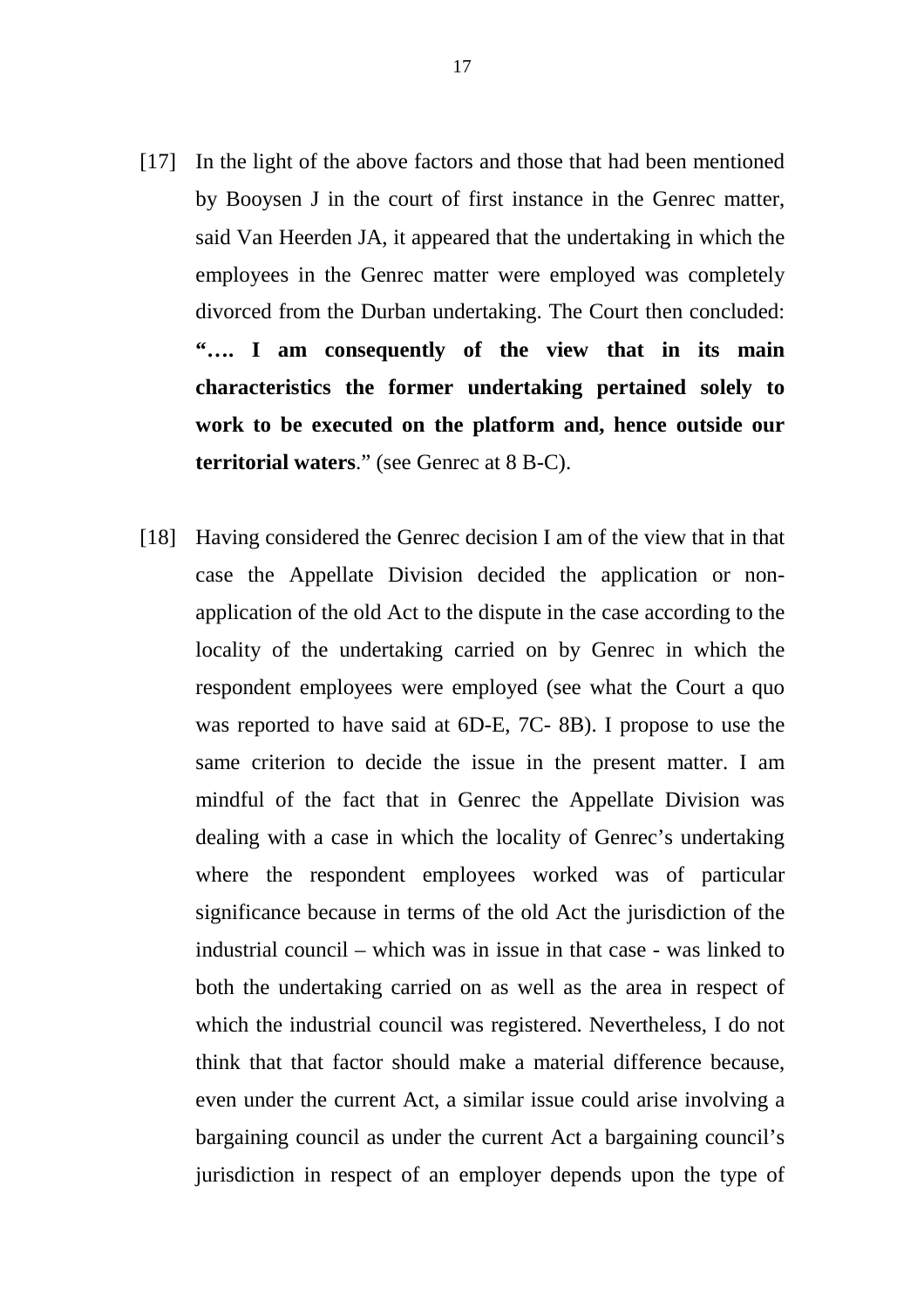[17] In the light of the above factors and those that had been mentioned by Booysen J in the court of first instance in the Genrec matter, said Van Heerden JA, it appeared that the undertaking in which the employees in the Genrec matter were employed was completely divorced from the Durban undertaking. The Court then concluded: **"…. I am consequently of the view that in its main characteristics the former undertaking pertained solely to work to be executed on the platform and, hence outside our territorial waters**." (see Genrec at 8 B-C).

[18] Having considered the Genrec decision I am of the view that in that case the Appellate Division decided the application or non-application of the old Act to the dispute in the case according to the locality of the undertaking carried on by Genrec in which the respondent employees were employed (see what the Court a quo was reported to have said at 6D-E, 7C- 8B). I propose to use the same criterion to decide the issue in the present matter. I am mindful of the fact that in Genrec the Appellate Division was dealing with a case in which the locality of Genrec's undertaking where the respondent employees worked was of particular significance because in terms of the old Act the jurisdiction of the industrial council – which was in issue in that case - was linked to both the undertaking carried on as well as the area in respect of which the industrial council was registered. Nevertheless, I do not think that that factor should make a material difference because, even under the current Act, a similar issue could arise involving a bargaining council as under the current Act a bargaining council's jurisdiction in respect of an employer depends upon the type of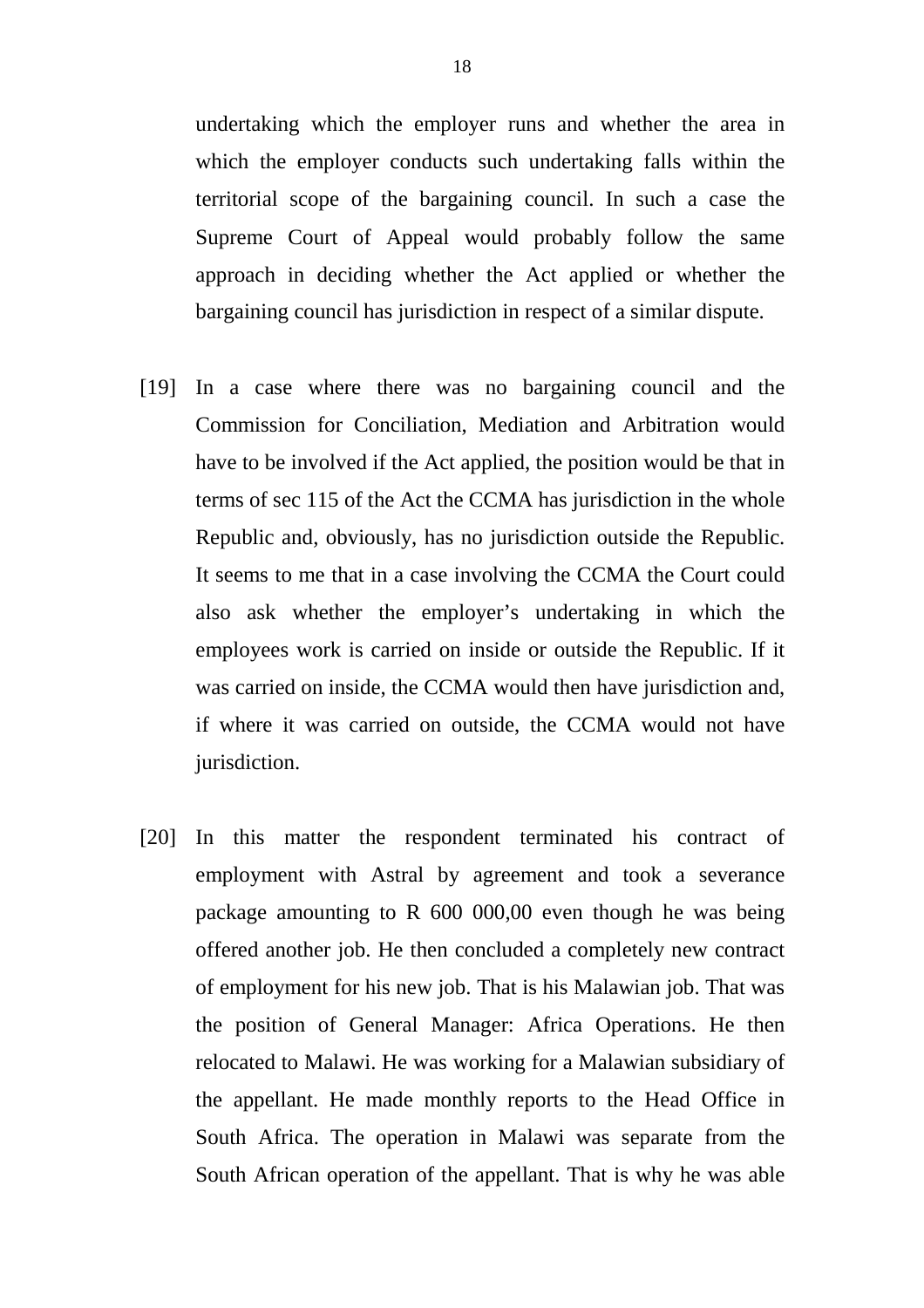undertaking which the employer runs and whether the area in which the employer conducts such undertaking falls within the territorial scope of the bargaining council. In such a case the Supreme Court of Appeal would probably follow the same approach in deciding whether the Act applied or whether the bargaining council has jurisdiction in respect of a similar dispute.

[19] In a case where there was no bargaining council and the Commission for Conciliation, Mediation and Arbitration would have to be involved if the Act applied, the position would be that in terms of sec 115 of the Act the CCMA has jurisdiction in the whole Republic and, obviously, has no jurisdiction outside the Republic. It seems to me that in a case involving the CCMA the Court could also ask whether the employer's undertaking in which the employees work is carried on inside or outside the Republic. If it was carried on inside, the CCMA would then have jurisdiction and, if where it was carried on outside, the CCMA would not have jurisdiction.

[20] In this matter the respondent terminated his contract of employment with Astral by agreement and took a severance package amounting to R 600 000,00 even though he was being offered another job. He then concluded a completely new contract of employment for his new job. That is his Malawian job. That was the position of General Manager: Africa Operations. He then relocated to Malawi. He was working for a Malawian subsidiary of the appellant. He made monthly reports to the Head Office in South Africa. The operation in Malawi was separate from the South African operation of the appellant. That is why he was able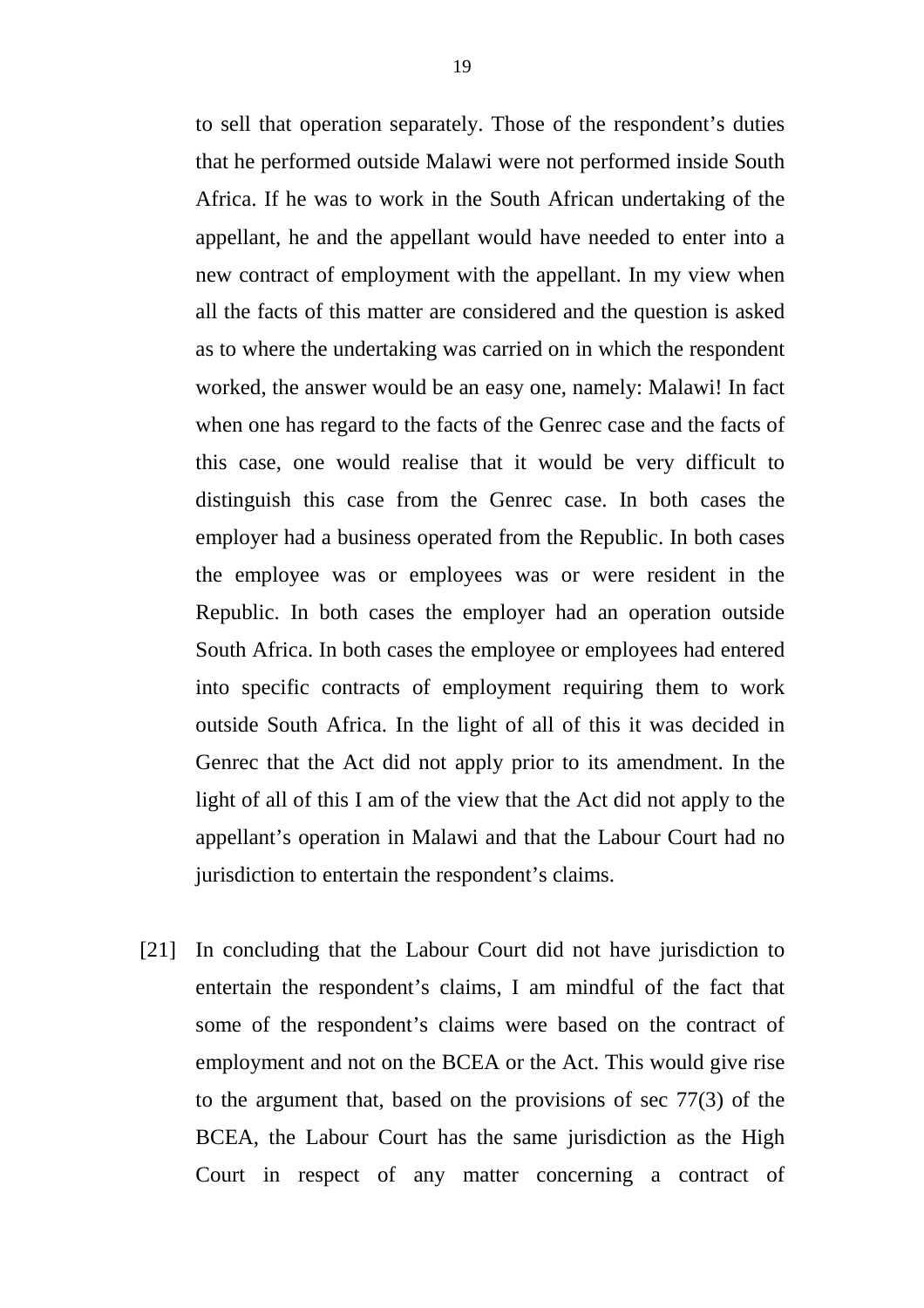to sell that operation separately. Those of the respondent's duties that he performed outside Malawi were not performed inside South Africa. If he was to work in the South African undertaking of the appellant, he and the appellant would have needed to enter into a new contract of employment with the appellant. In my view when all the facts of this matter are considered and the question is asked as to where the undertaking was carried on in which the respondent worked, the answer would be an easy one, namely: Malawi! In fact when one has regard to the facts of the Genrec case and the facts of this case, one would realise that it would be very difficult to distinguish this case from the Genrec case. In both cases the employer had a business operated from the Republic. In both cases the employee was or employees was or were resident in the Republic. In both cases the employer had an operation outside South Africa. In both cases the employee or employees had entered into specific contracts of employment requiring them to work outside South Africa. In the light of all of this it was decided in Genrec that the Act did not apply prior to its amendment. In the light of all of this I am of the view that the Act did not apply to the appellant's operation in Malawi and that the Labour Court had no jurisdiction to entertain the respondent's claims.

[21] In concluding that the Labour Court did not have jurisdiction to entertain the respondent's claims, I am mindful of the fact that some of the respondent's claims were based on the contract of employment and not on the BCEA or the Act. This would give rise to the argument that, based on the provisions of sec 77(3) of the BCEA, the Labour Court has the same jurisdiction as the High Court in respect of any matter concerning a contract of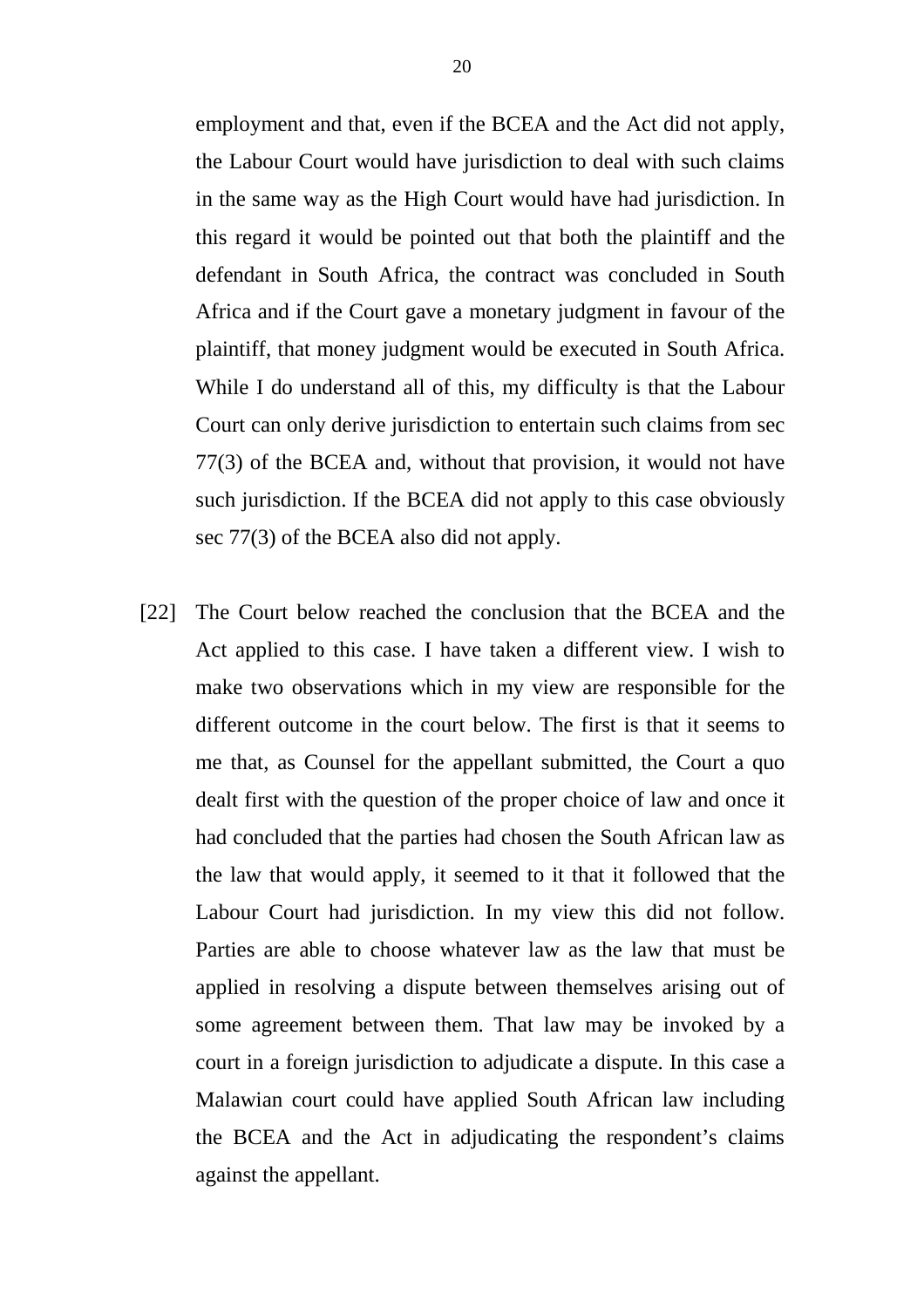employment and that, even if the BCEA and the Act did not apply, the Labour Court would have jurisdiction to deal with such claims in the same way as the High Court would have had jurisdiction. In this regard it would be pointed out that both the plaintiff and the defendant in South Africa, the contract was concluded in South Africa and if the Court gave a monetary judgment in favour of the plaintiff, that money judgment would be executed in South Africa. While I do understand all of this, my difficulty is that the Labour Court can only derive jurisdiction to entertain such claims from sec 77(3) of the BCEA and, without that provision, it would not have such jurisdiction. If the BCEA did not apply to this case obviously sec 77(3) of the BCEA also did not apply.

[22] The Court below reached the conclusion that the BCEA and the Act applied to this case. I have taken a different view. I wish to make two observations which in my view are responsible for the different outcome in the court below. The first is that it seems to me that, as Counsel for the appellant submitted, the Court a quo dealt first with the question of the proper choice of law and once it had concluded that the parties had chosen the South African law as the law that would apply, it seemed to it that it followed that the Labour Court had jurisdiction. In my view this did not follow. Parties are able to choose whatever law as the law that must be applied in resolving a dispute between themselves arising out of some agreement between them. That law may be invoked by a court in a foreign jurisdiction to adjudicate a dispute. In this case a Malawian court could have applied South African law including the BCEA and the Act in adjudicating the respondent's claims against the appellant.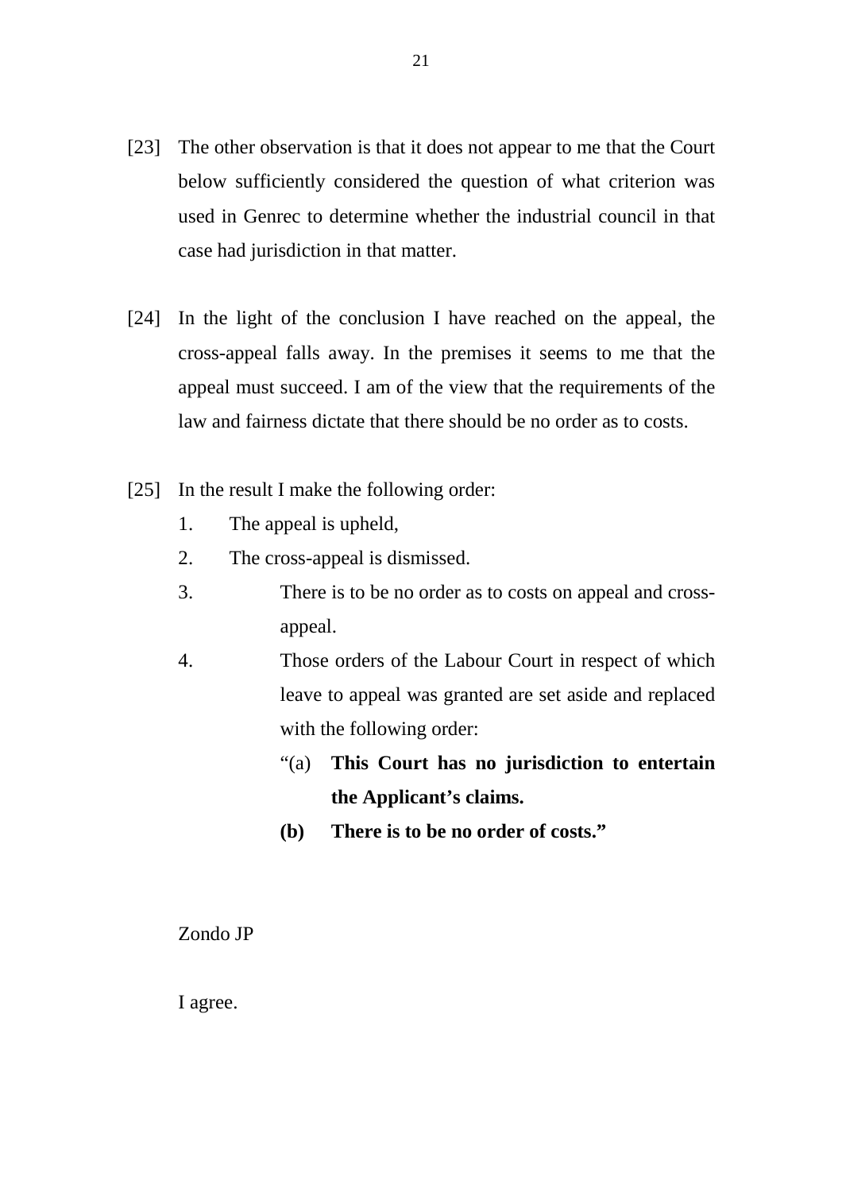[23] The other observation is that it does not appear to me that the Court below sufficiently considered the question of what criterion was used in Genrec to determine whether the industrial council in that case had jurisdiction in that matter.

[24] In the light of the conclusion I have reached on the appeal, the cross-appeal falls away. In the premises it seems to me that the appeal must succeed. I am of the view that the requirements of the law and fairness dictate that there should be no order as to costs.

[25] In the result I make the following order:

1. The appeal is upheld,
2. The cross-appeal is dismissed.
3. There is to be no order as to costs on appeal and cross-appeal.
4. Those orders of the Labour Court in respect of which leave to appeal was granted are set aside and replaced with the following order:

   "(a) **This Court has no jurisdiction to entertain the Applicant's claims.**

   **(b) There is to be no order of costs."**

Zondo JP

I agree.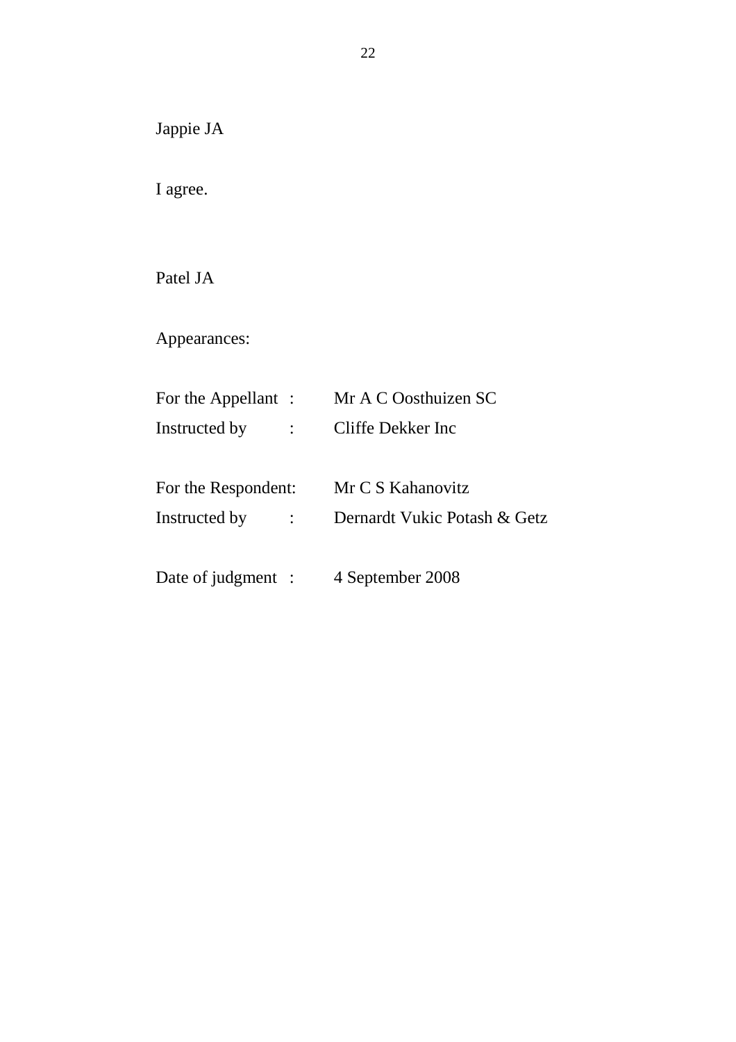Jappie JA

I agree.

Patel JA

Appearances:

| | |
|---|---|
| For the Appellant : | Mr A C Oosthuizen SC |
| Instructed by : | Cliffe Dekker Inc |
| For the Respondent: | Mr C S Kahanovitz |
| Instructed by : | Dernardt Vukic Potash & Getz |
| Date of judgment : | 4 September 2008 |